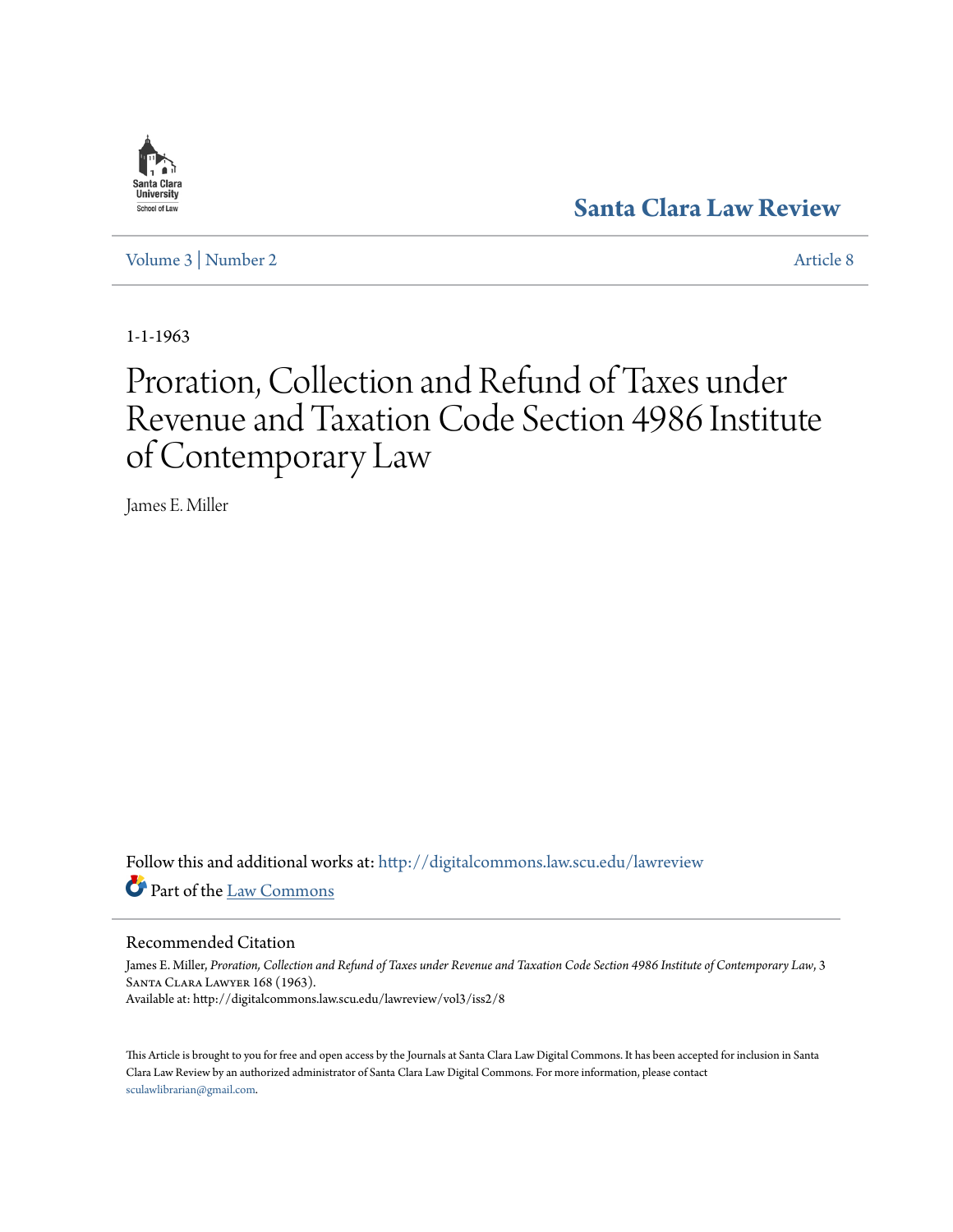Santa Clara University School of Law

# Santa Clara Law Review

Volume 3 | Number 2 — Article 8

1-1-1963

# Proration, Collection and Refund of Taxes under Revenue and Taxation Code Section 4986 Institute of Contemporary Law

James E. Miller

Follow this and additional works at: http://digitalcommons.law.scu.edu/lawreview

Part of the Law Commons

## Recommended Citation

James E. Miller, *Proration, Collection and Refund of Taxes under Revenue and Taxation Code Section 4986 Institute of Contemporary Law*, 3 Santa Clara Lawyer 168 (1963).
Available at: http://digitalcommons.law.scu.edu/lawreview/vol3/iss2/8

This Article is brought to you for free and open access by the Journals at Santa Clara Law Digital Commons. It has been accepted for inclusion in Santa Clara Law Review by an authorized administrator of Santa Clara Law Digital Commons. For more information, please contact sculawlibrarian@gmail.com.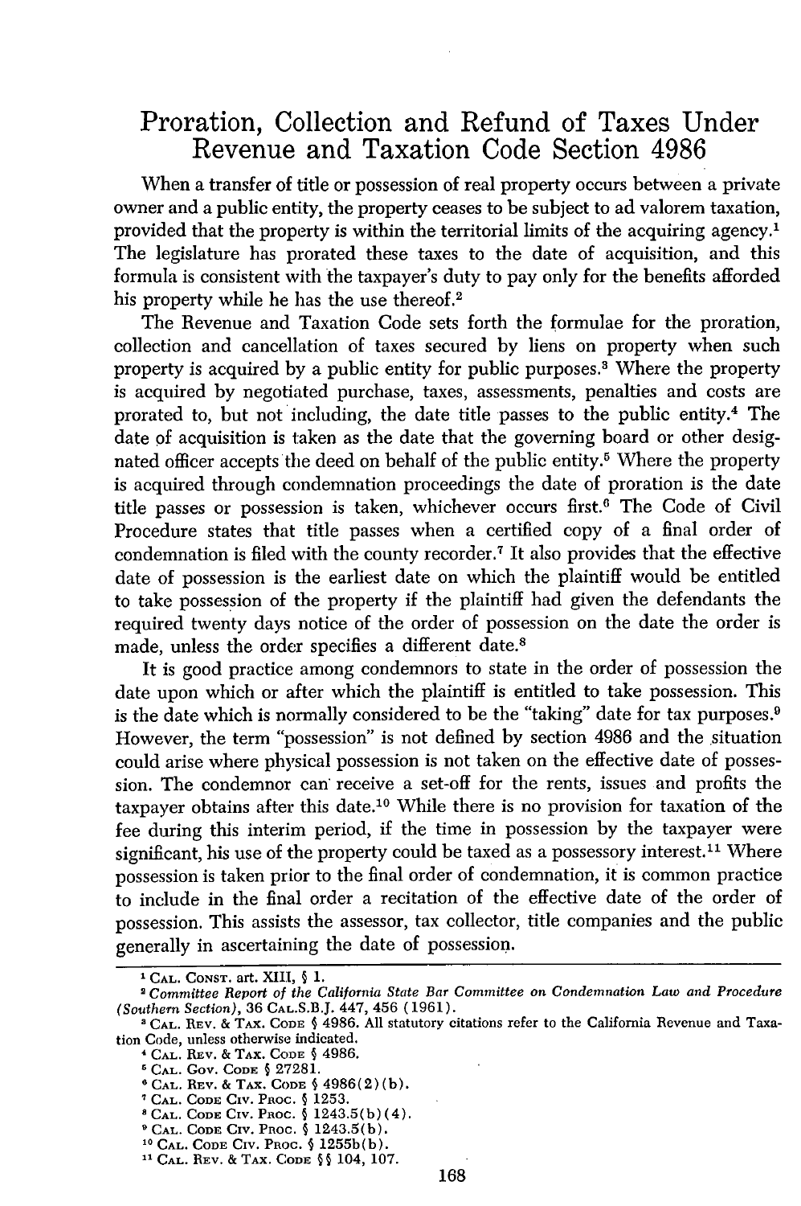# Proration, Collection and Refund of Taxes Under Revenue and Taxation Code Section 4986

When a transfer of title or possession of real property occurs between a private owner and a public entity, the property ceases to be subject to ad valorem taxation, provided that the property is within the territorial limits of the acquiring agency.[1] The legislature has prorated these taxes to the date of acquisition, and this formula is consistent with the taxpayer's duty to pay only for the benefits afforded his property while he has the use thereof.[2]

The Revenue and Taxation Code sets forth the formulae for the proration, collection and cancellation of taxes secured by liens on property when such property is acquired by a public entity for public purposes.[3] Where the property is acquired by negotiated purchase, taxes, assessments, penalties and costs are prorated to, but not including, the date title passes to the public entity.[4] The date of acquisition is taken as the date that the governing board or other designated officer accepts the deed on behalf of the public entity.[5] Where the property is acquired through condemnation proceedings the date of proration is the date title passes or possession is taken, whichever occurs first.[6] The Code of Civil Procedure states that title passes when a certified copy of a final order of condemnation is filed with the county recorder.[7] It also provides that the effective date of possession is the earliest date on which the plaintiff would be entitled to take possession of the property if the plaintiff had given the defendants the required twenty days notice of the order of possession on the date the order is made, unless the order specifies a different date.[8]

It is good practice among condemnors to state in the order of possession the date upon which or after which the plaintiff is entitled to take possession. This is the date which is normally considered to be the "taking" date for tax purposes.[9] However, the term "possession" is not defined by section 4986 and the situation could arise where physical possession is not taken on the effective date of possession. The condemnor can receive a set-off for the rents, issues and profits the taxpayer obtains after this date.[10] While there is no provision for taxation of the fee during this interim period, if the time in possession by the taxpayer were significant, his use of the property could be taxed as a possessory interest.[11] Where possession is taken prior to the final order of condemnation, it is common practice to include in the final order a recitation of the effective date of the order of possession. This assists the assessor, tax collector, title companies and the public generally in ascertaining the date of possession.

---

[1] CAL. CONST. art. XIII, § 1.

[2] *Committee Report of the California State Bar Committee on Condemnation Law and Procedure (Southern Section)*, 36 CAL.S.B.J. 447, 456 (1961).

[3] CAL. REV. & TAX. CODE § 4986. All statutory citations refer to the California Revenue and Taxation Code, unless otherwise indicated.

[4] CAL. REV. & TAX. CODE § 4986.

[5] CAL. GOV. CODE § 27281.

[6] CAL. REV. & TAX. CODE § 4986(2)(b).

[7] CAL. CODE CIV. PROC. § 1253.

[8] CAL. CODE CIV. PROC. § 1243.5(b)(4).

[9] CAL. CODE CIV. PROC. § 1243.5(b).

[10] CAL. CODE CIV. PROC. § 1255b(b).

[11] CAL. REV. & TAX. CODE §§ 104, 107.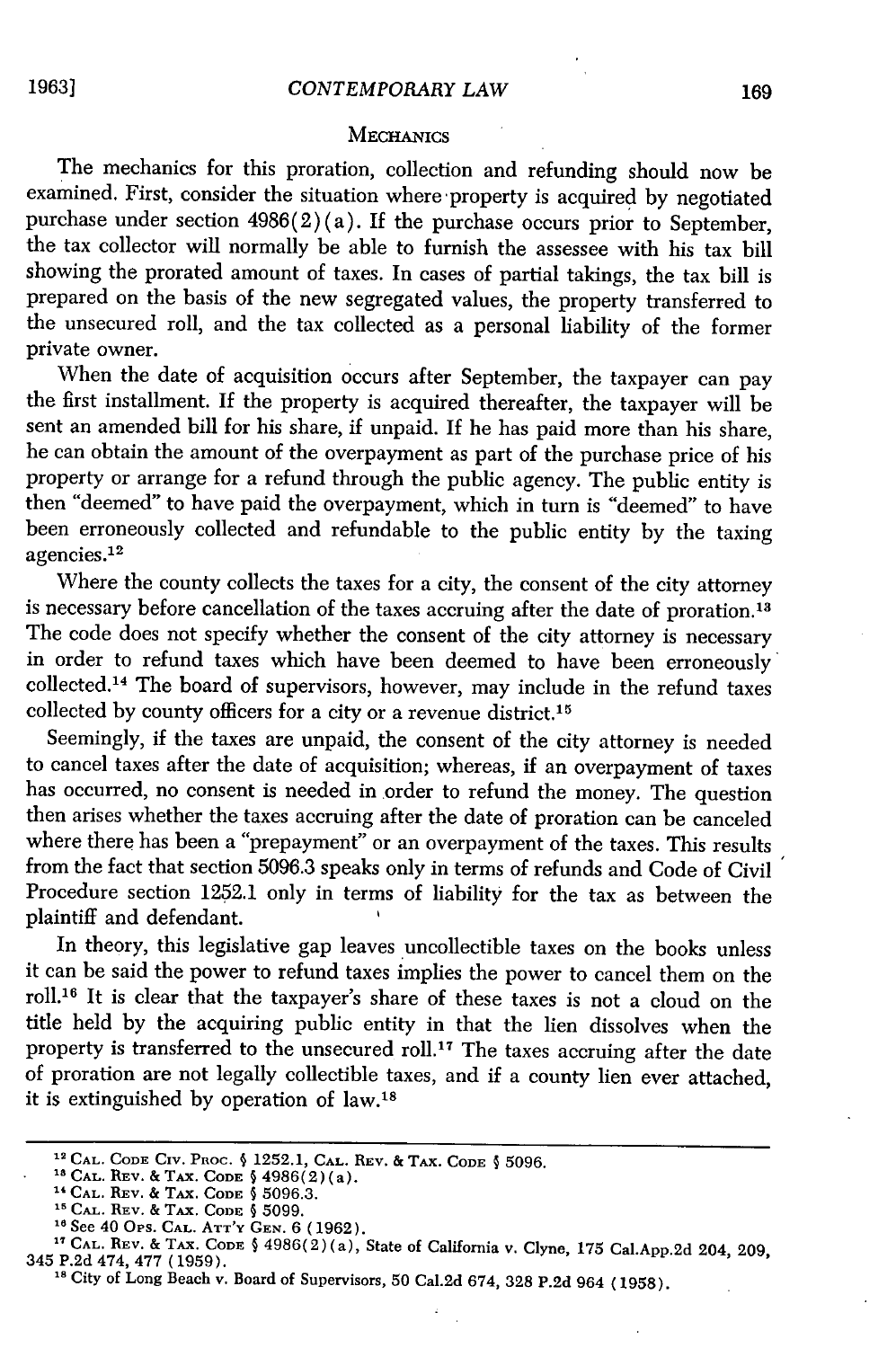## MECHANICS

The mechanics for this proration, collection and refunding should now be examined. First, consider the situation where property is acquired by negotiated purchase under section 4986(2)(a). If the purchase occurs prior to September, the tax collector will normally be able to furnish the assessee with his tax bill showing the prorated amount of taxes. In cases of partial takings, the tax bill is prepared on the basis of the new segregated values, the property transferred to the unsecured roll, and the tax collected as a personal liability of the former private owner.

When the date of acquisition occurs after September, the taxpayer can pay the first installment. If the property is acquired thereafter, the taxpayer will be sent an amended bill for his share, if unpaid. If he has paid more than his share, he can obtain the amount of the overpayment as part of the purchase price of his property or arrange for a refund through the public agency. The public entity is then "deemed" to have paid the overpayment, which in turn is "deemed" to have been erroneously collected and refundable to the public entity by the taxing agencies.[12]

Where the county collects the taxes for a city, the consent of the city attorney is necessary before cancellation of the taxes accruing after the date of proration.[13] The code does not specify whether the consent of the city attorney is necessary in order to refund taxes which have been deemed to have been erroneously collected.[14] The board of supervisors, however, may include in the refund taxes collected by county officers for a city or a revenue district.[15]

Seemingly, if the taxes are unpaid, the consent of the city attorney is needed to cancel taxes after the date of acquisition; whereas, if an overpayment of taxes has occurred, no consent is needed in order to refund the money. The question then arises whether the taxes accruing after the date of proration can be canceled where there has been a "prepayment" or an overpayment of the taxes. This results from the fact that section 5096.3 speaks only in terms of refunds and Code of Civil Procedure section 1252.1 only in terms of liability for the tax as between the plaintiff and defendant.

In theory, this legislative gap leaves uncollectible taxes on the books unless it can be said the power to refund taxes implies the power to cancel them on the roll.[16] It is clear that the taxpayer's share of these taxes is not a cloud on the title held by the acquiring public entity in that the lien dissolves when the property is transferred to the unsecured roll.[17] The taxes accruing after the date of proration are not legally collectible taxes, and if a county lien ever attached, it is extinguished by operation of law.[18]

---

[12] CAL. CODE CIV. PROC. § 1252.1, CAL. REV. & TAX. CODE § 5096.

[13] CAL. REV. & TAX. CODE § 4986(2)(a).

[14] CAL. REV. & TAX. CODE § 5096.3.

[15] CAL. REV. & TAX. CODE § 5099.

[16] See 40 OPS. CAL. ATT'Y GEN. 6 (1962).

[17] CAL. REV. & TAX. CODE § 4986(2)(a), State of California v. Clyne, 175 Cal.App.2d 204, 209, 345 P.2d 474, 477 (1959).

[18] City of Long Beach v. Board of Supervisors, 50 Cal.2d 674, 328 P.2d 964 (1958).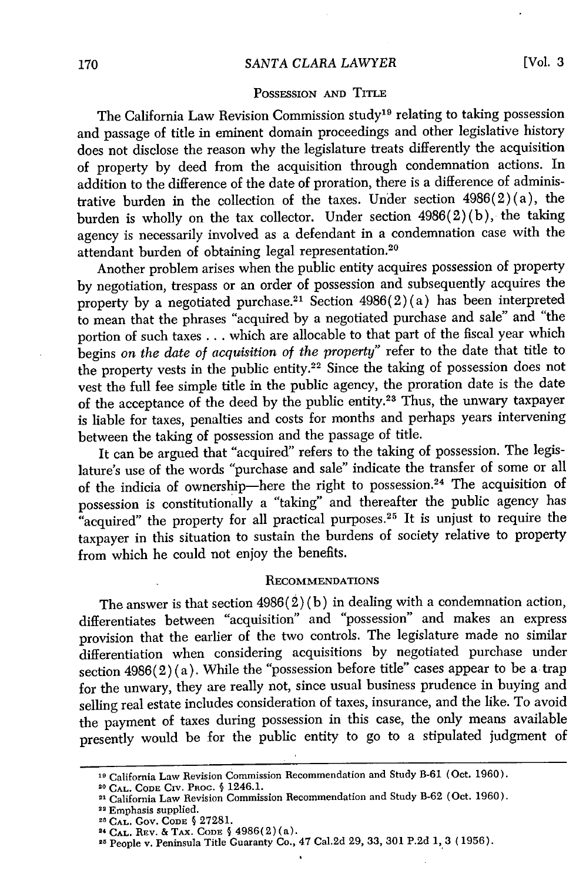## POSSESSION AND TITLE

The California Law Revision Commission study[19] relating to taking possession and passage of title in eminent domain proceedings and other legislative history does not disclose the reason why the legislature treats differently the acquisition of property by deed from the acquisition through condemnation actions. In addition to the difference of the date of proration, there is a difference of administrative burden in the collection of the taxes. Under section 4986(2)(a), the burden is wholly on the tax collector. Under section 4986(2)(b), the taking agency is necessarily involved as a defendant in a condemnation case with the attendant burden of obtaining legal representation.[20]

Another problem arises when the public entity acquires possession of property by negotiation, trespass or an order of possession and subsequently acquires the property by a negotiated purchase.[21] Section 4986(2)(a) has been interpreted to mean that the phrases "acquired by a negotiated purchase and sale" and "the portion of such taxes . . . which are allocable to that part of the fiscal year which begins *on the date of acquisition of the property*" refer to the date that title to the property vests in the public entity.[22] Since the taking of possession does not vest the full fee simple title in the public agency, the proration date is the date of the acceptance of the deed by the public entity.[23] Thus, the unwary taxpayer is liable for taxes, penalties and costs for months and perhaps years intervening between the taking of possession and the passage of title.

It can be argued that "acquired" refers to the taking of possession. The legislature's use of the words "purchase and sale" indicate the transfer of some or all of the indicia of ownership—here the right to possession.[24] The acquisition of possession is constitutionally a "taking" and thereafter the public agency has "acquired" the property for all practical purposes.[25] It is unjust to require the taxpayer in this situation to sustain the burdens of society relative to property from which he could not enjoy the benefits.

## RECOMMENDATIONS

The answer is that section 4986(2)(b) in dealing with a condemnation action, differentiates between "acquisition" and "possession" and makes an express provision that the earlier of the two controls. The legislature made no similar differentiation when considering acquisitions by negotiated purchase under section 4986(2)(a). While the "possession before title" cases appear to be a trap for the unwary, they are really not, since usual business prudence in buying and selling real estate includes consideration of taxes, insurance, and the like. To avoid the payment of taxes during possession in this case, the only means available presently would be for the public entity to go to a stipulated judgment of

---

[19] California Law Revision Commission Recommendation and Study B-61 (Oct. 1960).

[20] CAL. CODE CIV. PROC. § 1246.1.

[21] California Law Revision Commission Recommendation and Study B-62 (Oct. 1960).

[22] Emphasis supplied.

[23] CAL. GOV. CODE § 27281.

[24] CAL. REV. & TAX. CODE § 4986(2)(a).

[25] People v. Peninsula Title Guaranty Co., 47 Cal.2d 29, 33, 301 P.2d 1, 3 (1956).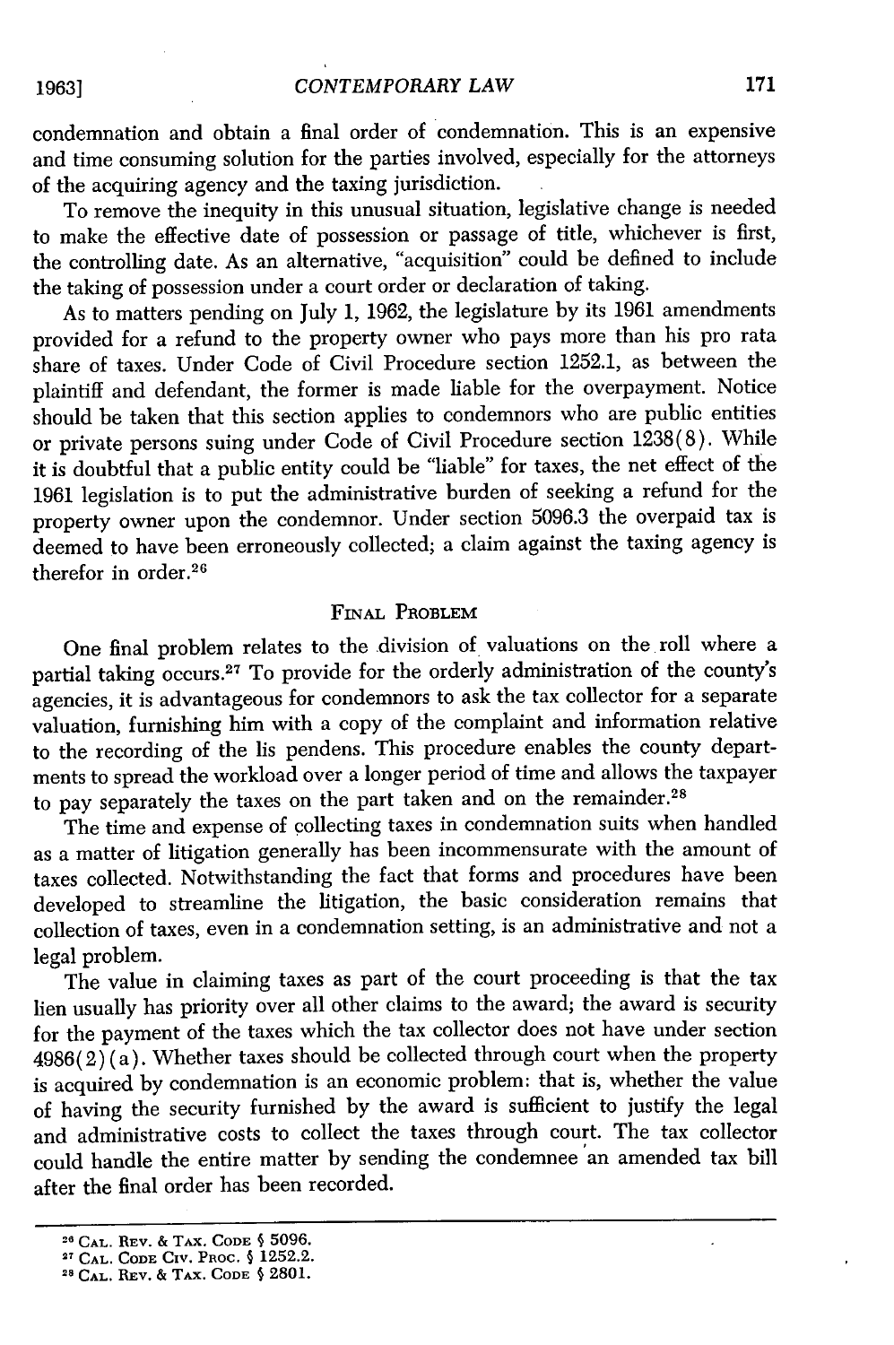condemnation and obtain a final order of condemnation. This is an expensive and time consuming solution for the parties involved, especially for the attorneys of the acquiring agency and the taxing jurisdiction.

To remove the inequity in this unusual situation, legislative change is needed to make the effective date of possession or passage of title, whichever is first, the controlling date. As an alternative, "acquisition" could be defined to include the taking of possession under a court order or declaration of taking.

As to matters pending on July 1, 1962, the legislature by its 1961 amendments provided for a refund to the property owner who pays more than his pro rata share of taxes. Under Code of Civil Procedure section 1252.1, as between the plaintiff and defendant, the former is made liable for the overpayment. Notice should be taken that this section applies to condemnors who are public entities or private persons suing under Code of Civil Procedure section 1238(8). While it is doubtful that a public entity could be "liable" for taxes, the net effect of the 1961 legislation is to put the administrative burden of seeking a refund for the property owner upon the condemnor. Under section 5096.3 the overpaid tax is deemed to have been erroneously collected; a claim against the taxing agency is therefor in order.[26]

## Final Problem

One final problem relates to the division of valuations on the roll where a partial taking occurs.[27] To provide for the orderly administration of the county's agencies, it is advantageous for condemnors to ask the tax collector for a separate valuation, furnishing him with a copy of the complaint and information relative to the recording of the lis pendens. This procedure enables the county departments to spread the workload over a longer period of time and allows the taxpayer to pay separately the taxes on the part taken and on the remainder.[28]

The time and expense of collecting taxes in condemnation suits when handled as a matter of litigation generally has been incommensurate with the amount of taxes collected. Notwithstanding the fact that forms and procedures have been developed to streamline the litigation, the basic consideration remains that collection of taxes, even in a condemnation setting, is an administrative and not a legal problem.

The value in claiming taxes as part of the court proceeding is that the tax lien usually has priority over all other claims to the award; the award is security for the payment of the taxes which the tax collector does not have under section 4986(2)(a). Whether taxes should be collected through court when the property is acquired by condemnation is an economic problem: that is, whether the value of having the security furnished by the award is sufficient to justify the legal and administrative costs to collect the taxes through court. The tax collector could handle the entire matter by sending the condemnee an amended tax bill after the final order has been recorded.

---

[26] Cal. Rev. & Tax. Code § 5096.

[27] Cal. Code Civ. Proc. § 1252.2.

[28] Cal. Rev. & Tax. Code § 2801.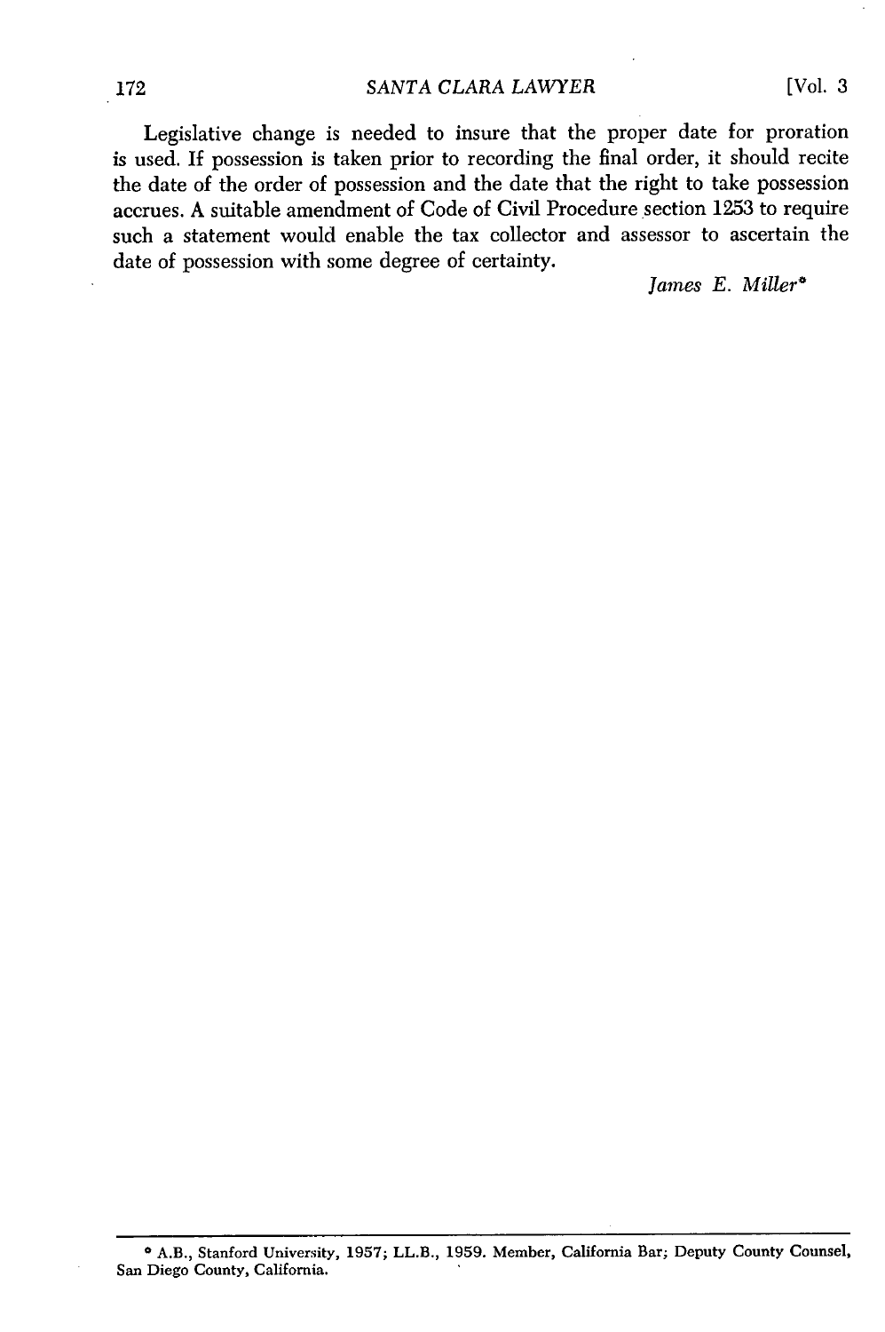Legislative change is needed to insure that the proper date for proration is used. If possession is taken prior to recording the final order, it should recite the date of the order of possession and the date that the right to take possession accrues. A suitable amendment of Code of Civil Procedure section 1253 to require such a statement would enable the tax collector and assessor to ascertain the date of possession with some degree of certainty.

*James E. Miller*[*]

---

[*] A.B., Stanford University, 1957; LL.B., 1959. Member, California Bar; Deputy County Counsel, San Diego County, California.